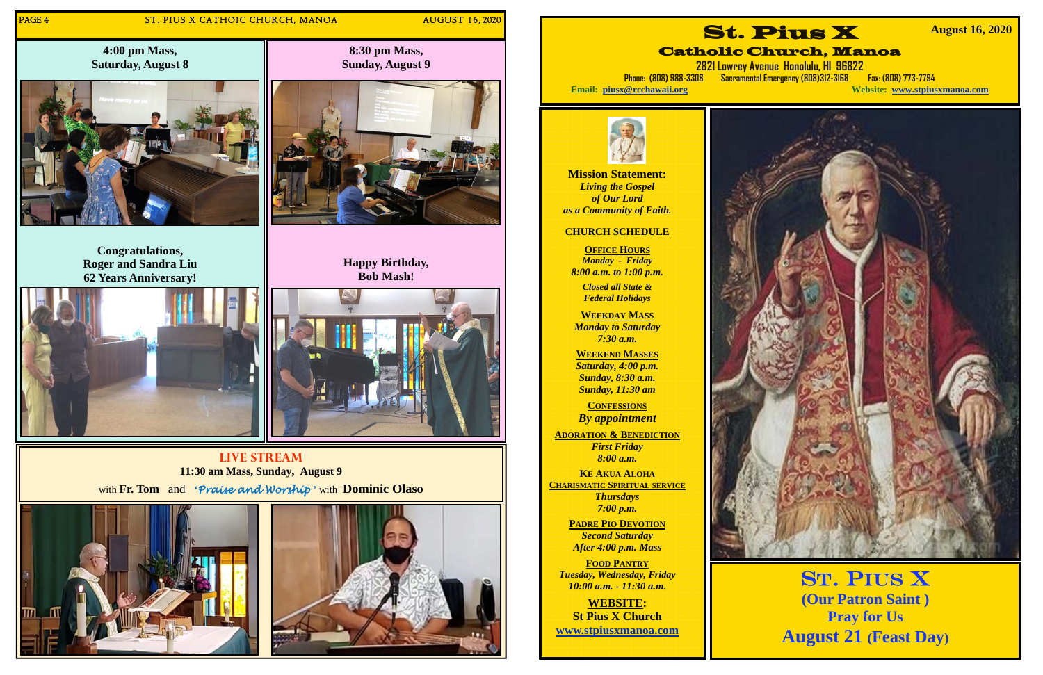**4:00 pm Mass, Saturday, August 8**

**8:30 pm Mass, Sunday, August 9**

**Congratulations, Roger and Sandra Liu 62 Years Anniversary!**

**Happy Birthday, Bob Mash!**

**LIVE STREAM**

**11:30 am Mass, Sunday, August 9**

with **Fr. Tom** and *'Praise and Worship'* with **Dominic Olaso**

# St. Pius X

## Catholic Church, Manoa

**August 16, 2020**

**2821 Lowrey Avenue Honolulu, HI 96822**

Phone: (808) 988-3308 Sacramental Emergency (808)312-3168 Fax: (808) 773-7794

**Email:** piusx@rcchawaii.org **Website:** www.stpiusxmanoa.com

**Mission Statement:**
*Living the Gospel of Our Lord as a Community of Faith.*

**CHURCH SCHEDULE**

**OFFICE HOURS**
*Monday - Friday 8:00 a.m. to 1:00 p.m.*
*Closed all State & Federal Holidays*

**WEEKDAY MASS**
*Monday to Saturday 7:30 a.m.*

**WEEKEND MASSES**
*Saturday, 4:00 p.m.*
*Sunday, 8:30 a.m.*
*Sunday, 11:30 am*

**CONFESSIONS**
*By appointment*

**ADORATION & BENEDICTION**
*First Friday 8:00 a.m.*

**KE AKUA ALOHA CHARISMATIC SPIRITUAL SERVICE**
*Thursdays 7:00 p.m.*

**PADRE PIO DEVOTION**
*Second Saturday After 4:00 p.m. Mass*

**FOOD PANTRY**
*Tuesday, Wednesday, Friday 10:00 a.m. - 11:30 a.m.*

**WEBSITE:**
**St Pius X Church**
www.stpiusxmanoa.com

# ST. PIUS X

**(Our Patron Saint )**
**Pray for Us**
**August 21 (Feast Day)**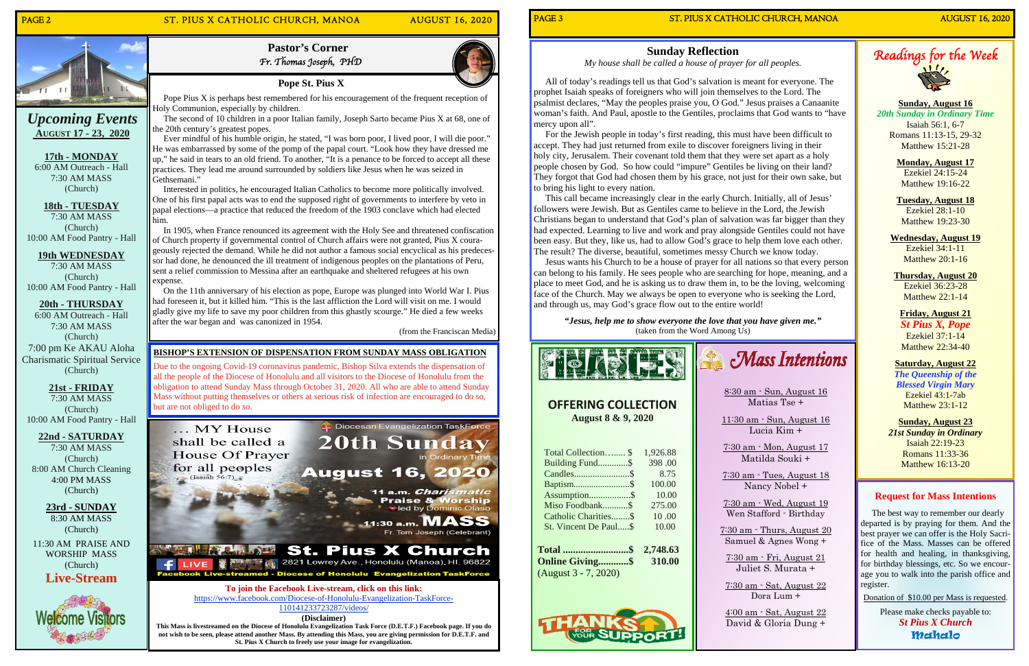## Upcoming Events

**August 17 - 23, 2020**

**17th - MONDAY**
6:00 AM Outreach - Hall
7:30 AM MASS
(Church)

**18th - TUESDAY**
7:30 AM MASS
(Church)
10:00 AM Food Pantry - Hall

**19th WEDNESDAY**
7:30 AM MASS
(Church)
10:00 AM Food Pantry - Hall

**20th - THURSDAY**
6:00 AM Outreach - Hall
7:30 AM MASS
(Church)
7:00 pm Ke AKAU Aloha Charismatic Spiritual Service
(Church)

**21st - FRIDAY**
7:30 AM MASS
(Church)
10:00 AM Food Pantry - Hall

**22nd - SATURDAY**
7:30 AM MASS
(Church)
8:00 AM Church Cleaning
4:00 PM MASS
(Church)

**23rd - SUNDAY**
8:30 AM MASS
(Church)
11:30 AM PRAISE AND WORSHIP MASS
(Church)

**Live-Stream**

Welcome Visitors

## Pastor's Corner

*Fr. Thomas Joseph, PHD*

### Pope St. Pius X

Pope Pius X is perhaps best remembered for his encouragement of the frequent reception of Holy Communion, especially by children.

The second of 10 children in a poor Italian family, Joseph Sarto became Pius X at 68, one of the 20th century's greatest popes.

Ever mindful of his humble origin, he stated, "I was born poor, I lived poor, I will die poor." He was embarrassed by some of the pomp of the papal court. "Look how they have dressed me up," he said in tears to an old friend. To another, "It is a penance to be forced to accept all these practices. They lead me around surrounded by soldiers like Jesus when he was seized in Gethsemani."

Interested in politics, he encouraged Italian Catholics to become more politically involved. One of his first papal acts was to end the supposed right of governments to interfere by veto in papal elections—a practice that reduced the freedom of the 1903 conclave which had elected him.

In 1905, when France renounced its agreement with the Holy See and threatened confiscation of Church property if governmental control of Church affairs were not granted, Pius X courageously rejected the demand. While he did not author a famous social encyclical as his predecessor had done, he denounced the ill treatment of indigenous peoples on the plantations of Peru, sent a relief commission to Messina after an earthquake and sheltered refugees at his own expense.

On the 11th anniversary of his election as pope, Europe was plunged into World War I. Pius had foreseen it, but it killed him. "This is the last affliction the Lord will visit on me. I would gladly give my life to save my poor children from this ghastly scourge." He died a few weeks after the war began and was canonized in 1954.

(from the Franciscan Media)

### BISHOP'S EXTENSION OF DISPENSATION FROM SUNDAY MASS OBLIGATION

Due to the ongoing Covid-19 coronavirus pandemic, Bishop Silva extends the dispensation of all the people of the Diocese of Honolulu and all visitors to the Diocese of Honolulu from the obligation to attend Sunday Mass through October 31, 2020. All who are able to attend Sunday Mass without putting themselves or others at serious risk of infection are encouraged to do so, but are not obliged to do so.

... MY House shall be called a House Of Prayer for all peoples (Isaiah 56:7)

Diocesan Evangelization TaskForce

**20th Sunday** in Ordinary Time

**August 16, 2020**

11 a.m. *Charismatic* Praise & Worship led by Dominic Olaso

11:30 a.m. **MASS**
Fr. Tom Joseph (Celebrant)

**St. Pius X Church**
2821 Lowrey Ave., Honolulu (Manoa), HI. 96822

Facebook Live-streamed - Diocese of Honolulu Evangelization TaskForce

**To join the Facebook Live-stream, click on this link:**
https://www.facebook.com/Diocese-of-Honolulu-Evangelization-TaskForce-110141233723287/videos/

**(Disclaimer)**

**This Mass is livestreamed on the Diocese of Honolulu Evangelization Task Force (D.E.T.F.) Facebook page. If you do not wish to be seen, please attend another Mass. By attending this Mass, you are giving permission for D.E.T.F. and St. Pius X Church to freely use your image for evangelization.**

## Sunday Reflection

*My house shall be called a house of prayer for all peoples.*

All of today's readings tell us that God's salvation is meant for everyone. The prophet Isaiah speaks of foreigners who will join themselves to the Lord. The psalmist declares, "May the peoples praise you, O God." Jesus praises a Canaanite woman's faith. And Paul, apostle to the Gentiles, proclaims that God wants to "have mercy upon all".

For the Jewish people in today's first reading, this must have been difficult to accept. They had just returned from exile to discover foreigners living in their holy city, Jerusalem. Their covenant told them that they were set apart as a holy people chosen by God. So how could "impure" Gentiles be living on their land? They forgot that God had chosen them by his grace, not just for their own sake, but to bring his light to every nation.

This call became increasingly clear in the early Church. Initially, all of Jesus' followers were Jewish. But as Gentiles came to believe in the Lord, the Jewish Christians began to understand that God's plan of salvation was far bigger than they had expected. Learning to live and work and pray alongside Gentiles could not have been easy. But they, like us, had to allow God's grace to help them love each other. The result? The diverse, beautiful, sometimes messy Church we know today.

Jesus wants his Church to be a house of prayer for all nations so that every person can belong to his family. He sees people who are searching for hope, meaning, and a place to meet God, and he is asking us to draw them in, to be the loving, welcoming face of the Church. May we always be open to everyone who is seeking the Lord, and through us, may God's grace flow out to the entire world!

***"Jesus, help me to show everyone the love that you have given me."***
(taken from the Word Among Us)

## FINANCES

### OFFERING COLLECTION

**August 8 & 9, 2020**

| | |
|---|---|
| Total Collection…..... $ | 1,926.88 |
| Building Fund............$ | 398 .00 |
| Candles........................$ | 8.75 |
| Baptism.........................$ | 100.00 |
| Assumption..................$ | 10.00 |
| Miso Foodbank...........$ | 275.00 |
| Catholic Charities........$ | 10 .00 |
| St. Vincent De Paul.....$ | 10.00 |
| **Total ..........................$** | **2,748.63** |
| **Online Giving............$** | **310.00** |

(August 3 - 7, 2020)

THANKS FOR YOUR SUPPORT!

## Mass Intentions

8:30 am - Sun, August 16
Matias Tse +

11:30 am - Sun, August 16
Lucia Kim +

7:30 am - Mon, August 17
Matilda Souki +

7:30 am - Tues, August 18
Nancy Nobel +

7:30 am - Wed, August 19
Wen Stafford - Birthday

7:30 am - Thurs, August 20
Samuel & Agnes Wong +

7:30 am - Fri, August 21
Juliet S. Murata +

7:30 am - Sat, August 22
Dora Luan +

4:00 am - Sat, August 22
David & Gloria Dung +

## Readings for the Week

**Sunday, August 16**
*20th Sunday in Ordinary Time*
Isaiah 56:1, 6-7
Romans 11:13-15, 29-32
Matthew 15:21-28

**Monday, August 17**
Ezekiel 24:15-24
Matthew 19:16-22

**Tuesday, August 18**
Ezekiel 28:1-10
Matthew 19:23-30

**Wednesday, August 19**
Ezekiel 34:1-11
Matthew 20:1-16

**Thursday, August 20**
Ezekiel 36:23-28
Matthew 22:1-14

**Friday, August 21**
*St Pius X, Pope*
Ezekiel 37:1-14
Matthew 22:34-40

**Saturday, August 22**
*The Queenship of the Blessed Virgin Mary*
Ezekiel 43:1-7ab
Matthew 23:1-12

**Sunday, August 23**
*21st Sunday in Ordinary*
Isaiah 22:19-23
Romans 11:33-36
Matthew 16:13-20

## Request for Mass Intentions

The best way to remember our dearly departed is by praying for them. And the best prayer we can offer is the Holy Sacrifice of the Mass. Masses can be offered for health and healing, in thanksgiving, for birthday blessings, etc. So we encourage you to walk into the parish office and register.

Donation of $10.00 per Mass is requested.

Please make checks payable to:
***St Pius X Church***

*Mahalo*